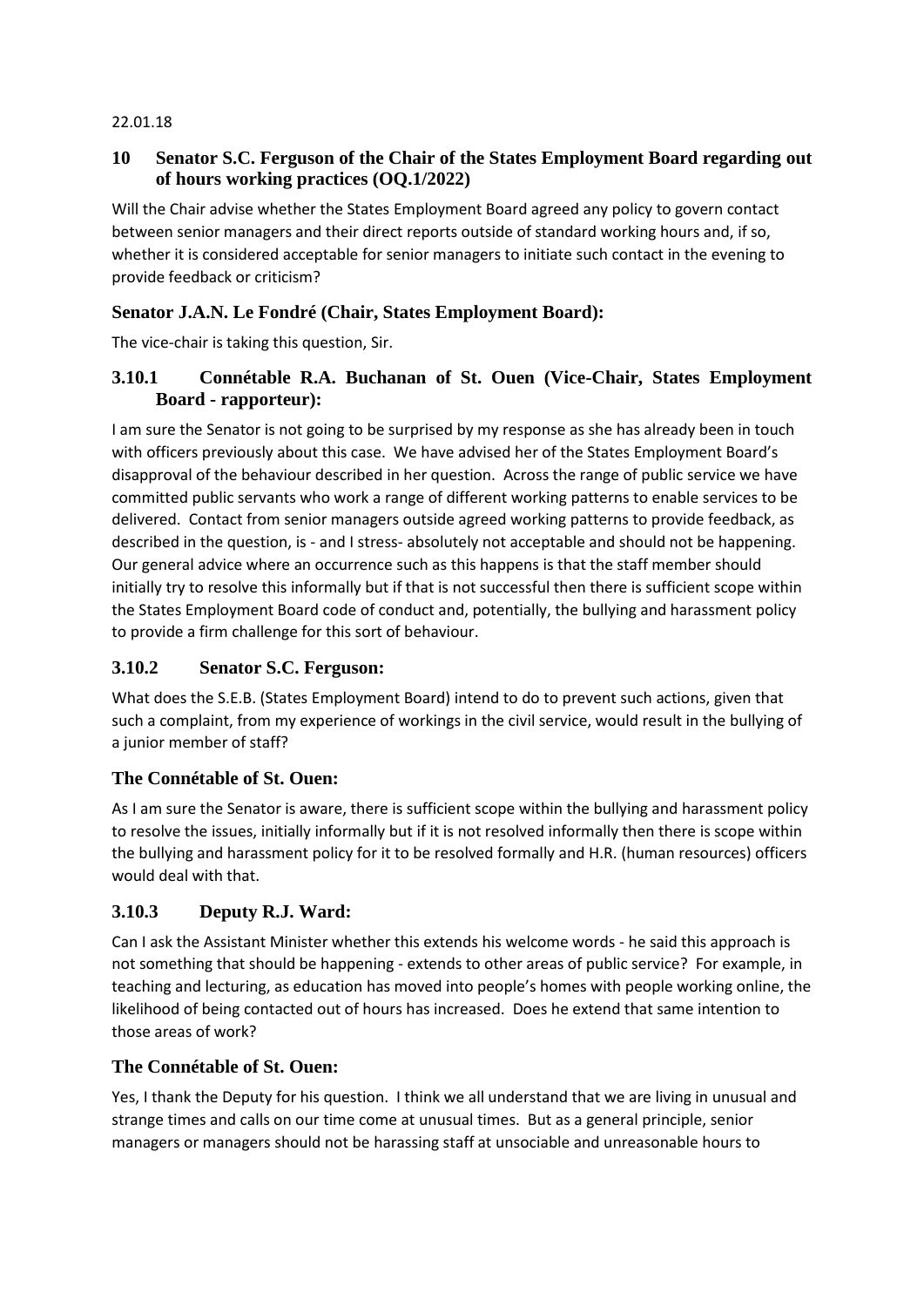22.01.18

## 10 Senator S.C. Ferguson of the Chair of the States Employment Board regarding out of hours working practices (OQ.1/2022)

Will the Chair advise whether the States Employment Board agreed any policy to govern contact between senior managers and their direct reports outside of standard working hours and, if so, whether it is considered acceptable for senior managers to initiate such contact in the evening to provide feedback or criticism?

### Senator J.A.N. Le Fondré (Chair, States Employment Board):

The vice-chair is taking this question, Sir.

### 3.10.1 Connétable R.A. Buchanan of St. Ouen (Vice-Chair, States Employment Board - rapporteur):

I am sure the Senator is not going to be surprised by my response as she has already been in touch with officers previously about this case. We have advised her of the States Employment Board's disapproval of the behaviour described in her question. Across the range of public service we have committed public servants who work a range of different working patterns to enable services to be delivered. Contact from senior managers outside agreed working patterns to provide feedback, as described in the question, is - and I stress- absolutely not acceptable and should not be happening. Our general advice where an occurrence such as this happens is that the staff member should initially try to resolve this informally but if that is not successful then there is sufficient scope within the States Employment Board code of conduct and, potentially, the bullying and harassment policy to provide a firm challenge for this sort of behaviour.

### 3.10.2 Senator S.C. Ferguson:

What does the S.E.B. (States Employment Board) intend to do to prevent such actions, given that such a complaint, from my experience of workings in the civil service, would result in the bullying of a junior member of staff?

### The Connétable of St. Ouen:

As I am sure the Senator is aware, there is sufficient scope within the bullying and harassment policy to resolve the issues, initially informally but if it is not resolved informally then there is scope within the bullying and harassment policy for it to be resolved formally and H.R. (human resources) officers would deal with that.

### 3.10.3 Deputy R.J. Ward:

Can I ask the Assistant Minister whether this extends his welcome words - he said this approach is not something that should be happening - extends to other areas of public service? For example, in teaching and lecturing, as education has moved into people's homes with people working online, the likelihood of being contacted out of hours has increased. Does he extend that same intention to those areas of work?

### The Connétable of St. Ouen:

Yes, I thank the Deputy for his question. I think we all understand that we are living in unusual and strange times and calls on our time come at unusual times. But as a general principle, senior managers or managers should not be harassing staff at unsociable and unreasonable hours to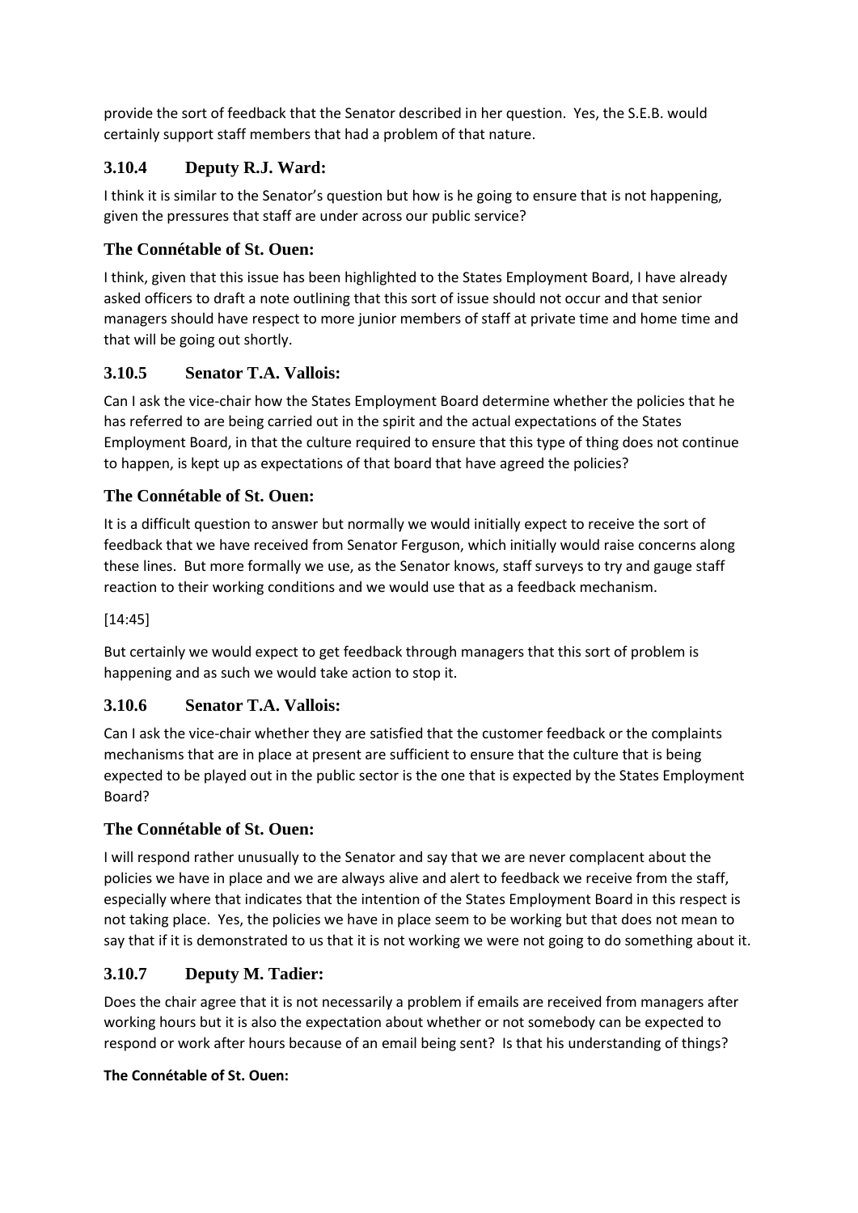provide the sort of feedback that the Senator described in her question. Yes, the S.E.B. would certainly support staff members that had a problem of that nature.

### 3.10.4 Deputy R.J. Ward:

I think it is similar to the Senator's question but how is he going to ensure that is not happening, given the pressures that staff are under across our public service?

### The Connétable of St. Ouen:

I think, given that this issue has been highlighted to the States Employment Board, I have already asked officers to draft a note outlining that this sort of issue should not occur and that senior managers should have respect to more junior members of staff at private time and home time and that will be going out shortly.

### 3.10.5 Senator T.A. Vallois:

Can I ask the vice-chair how the States Employment Board determine whether the policies that he has referred to are being carried out in the spirit and the actual expectations of the States Employment Board, in that the culture required to ensure that this type of thing does not continue to happen, is kept up as expectations of that board that have agreed the policies?

### The Connétable of St. Ouen:

It is a difficult question to answer but normally we would initially expect to receive the sort of feedback that we have received from Senator Ferguson, which initially would raise concerns along these lines. But more formally we use, as the Senator knows, staff surveys to try and gauge staff reaction to their working conditions and we would use that as a feedback mechanism.

[14:45]

But certainly we would expect to get feedback through managers that this sort of problem is happening and as such we would take action to stop it.

### 3.10.6 Senator T.A. Vallois:

Can I ask the vice-chair whether they are satisfied that the customer feedback or the complaints mechanisms that are in place at present are sufficient to ensure that the culture that is being expected to be played out in the public sector is the one that is expected by the States Employment Board?

### The Connétable of St. Ouen:

I will respond rather unusually to the Senator and say that we are never complacent about the policies we have in place and we are always alive and alert to feedback we receive from the staff, especially where that indicates that the intention of the States Employment Board in this respect is not taking place. Yes, the policies we have in place seem to be working but that does not mean to say that if it is demonstrated to us that it is not working we were not going to do something about it.

### 3.10.7 Deputy M. Tadier:

Does the chair agree that it is not necessarily a problem if emails are received from managers after working hours but it is also the expectation about whether or not somebody can be expected to respond or work after hours because of an email being sent? Is that his understanding of things?

**The Connétable of St. Ouen:**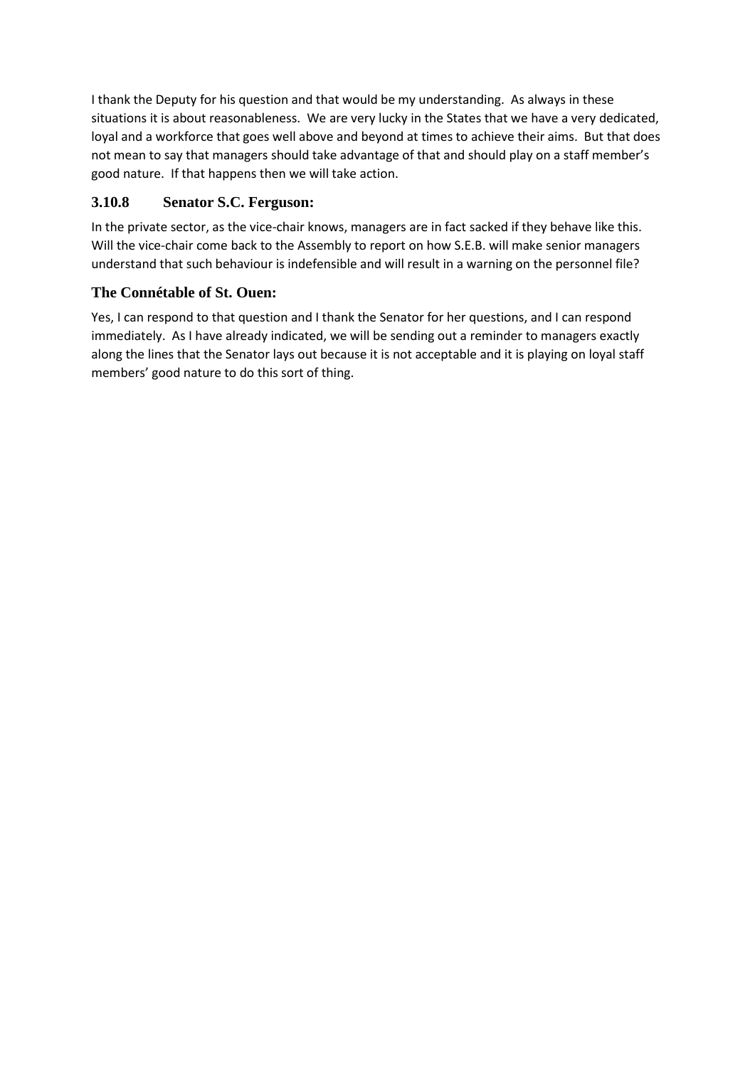I thank the Deputy for his question and that would be my understanding. As always in these situations it is about reasonableness. We are very lucky in the States that we have a very dedicated, loyal and a workforce that goes well above and beyond at times to achieve their aims. But that does not mean to say that managers should take advantage of that and should play on a staff member's good nature. If that happens then we will take action.

### 3.10.8 Senator S.C. Ferguson:

In the private sector, as the vice-chair knows, managers are in fact sacked if they behave like this. Will the vice-chair come back to the Assembly to report on how S.E.B. will make senior managers understand that such behaviour is indefensible and will result in a warning on the personnel file?

### The Connétable of St. Ouen:

Yes, I can respond to that question and I thank the Senator for her questions, and I can respond immediately. As I have already indicated, we will be sending out a reminder to managers exactly along the lines that the Senator lays out because it is not acceptable and it is playing on loyal staff members' good nature to do this sort of thing.